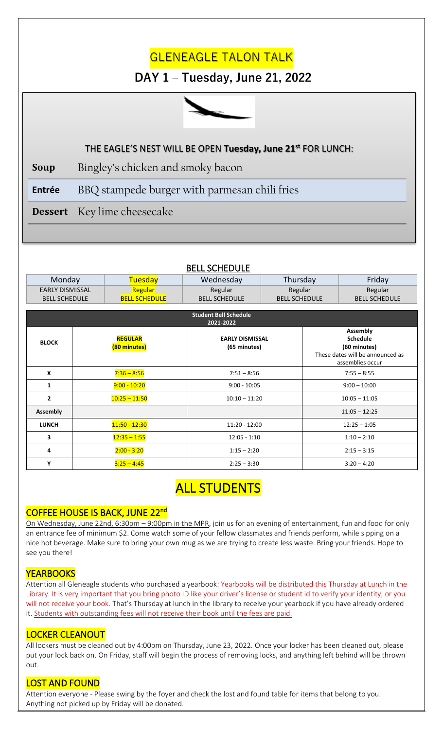# GLENEAGLE TALON TALK

## DAY 1 – Tuesday, June 21, 2022

### THE EAGLE'S NEST WILL BE OPEN **Tuesday, June 21st** FOR LUNCH:

| | |
|---|---|
| **Soup** | Bingley's chicken and smoky bacon |
| **Entrée** | BBQ stampede burger with parmesan chili fries |
| **Dessert** | Key lime cheesecake |

### BELL SCHEDULE

| Monday | Tuesday | Wednesday | Thursday | Friday |
|---|---|---|---|---|
| EARLY DISMISSAL BELL SCHEDULE | Regular BELL SCHEDULE | Regular BELL SCHEDULE | Regular BELL SCHEDULE | Regular BELL SCHEDULE |

**Student Bell Schedule 2021-2022**

| BLOCK | REGULAR (80 minutes) | EARLY DISMISSAL (65 minutes) | Assembly Schedule (60 minutes) These dates will be announced as assemblies occur |
|---|---|---|---|
| X | 7:36 – 8:56 | 7:51 – 8:56 | 7:55 – 8:55 |
| 1 | 9:00 - 10:20 | 9:00 - 10:05 | 9:00 – 10:00 |
| 2 | 10:25 – 11:50 | 10:10 – 11:20 | 10:05 – 11:05 |
| Assembly | | | 11:05 – 12:25 |
| LUNCH | 11:50 - 12:30 | 11:20 - 12:00 | 12:25 – 1:05 |
| 3 | 12:35 – 1:55 | 12:05 - 1:10 | 1:10 – 2:10 |
| 4 | 2:00 - 3:20 | 1:15 – 2:20 | 2:15 – 3:15 |
| Y | 3:25 – 4:45 | 2:25 – 3:30 | 3:20 – 4:20 |

# ALL STUDENTS

## COFFEE HOUSE IS BACK, JUNE 22nd

On Wednesday, June 22nd, 6:30pm – 9:00pm in the MPR, join us for an evening of entertainment, fun and food for only an entrance fee of minimum $2. Come watch some of your fellow classmates and friends perform, while sipping on a nice hot beverage. Make sure to bring your own mug as we are trying to create less waste. Bring your friends. Hope to see you there!

## YEARBOOKS

Attention all Gleneagle students who purchased a yearbook: Yearbooks will be distributed this Thursday at Lunch in the Library. It is very important that you bring photo ID like your driver's license or student id to verify your identity, or you will not receive your book. That's Thursday at lunch in the library to receive your yearbook if you have already ordered it. Students with outstanding fees will not receive their book until the fees are paid.

## LOCKER CLEANOUT

All lockers must be cleaned out by 4:00pm on Thursday, June 23, 2022. Once your locker has been cleaned out, please put your lock back on. On Friday, staff will begin the process of removing locks, and anything left behind will be thrown out.

## LOST AND FOUND

Attention everyone - Please swing by the foyer and check the lost and found table for items that belong to you. Anything not picked up by Friday will be donated.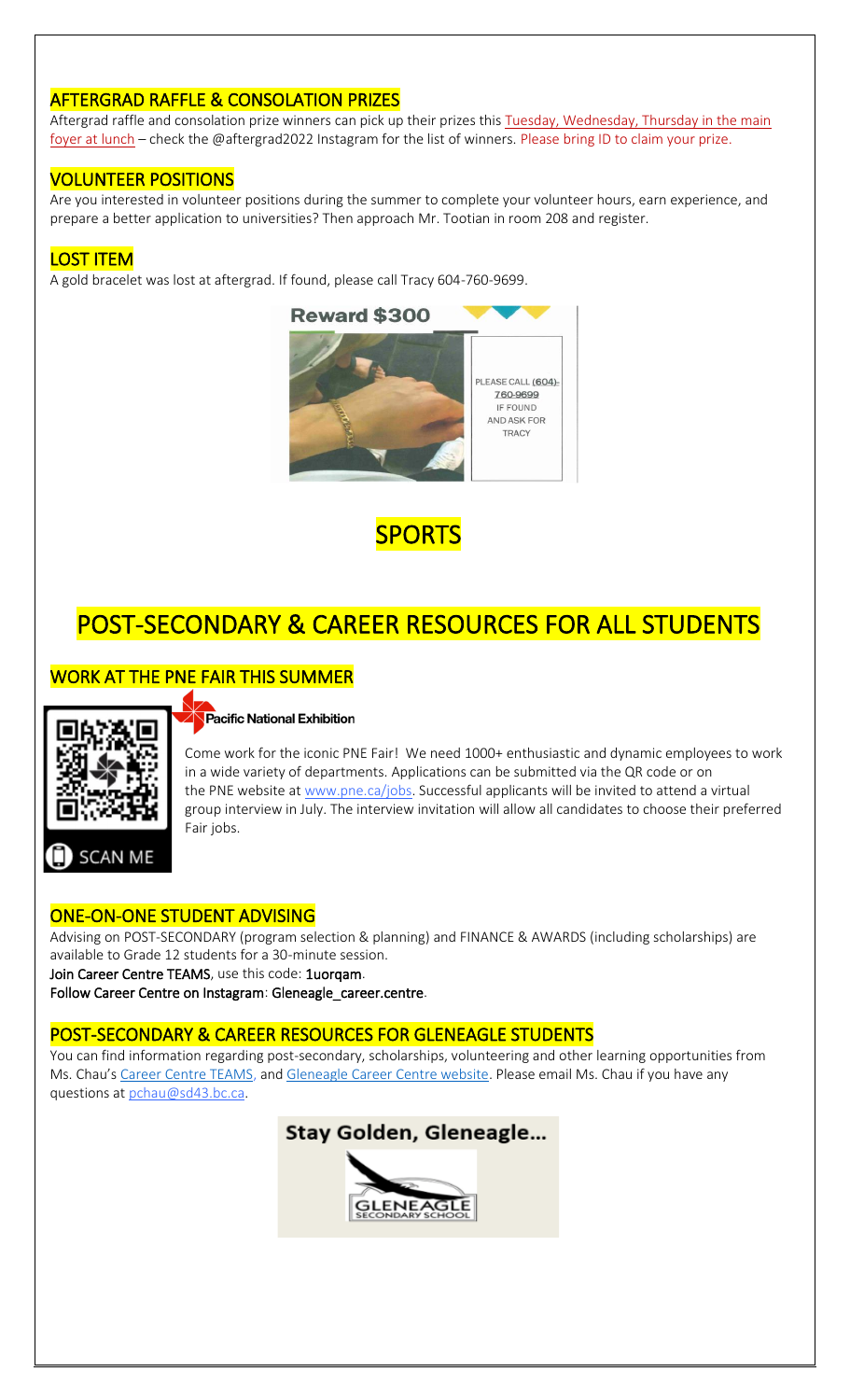## AFTERGRAD RAFFLE & CONSOLATION PRIZES

Aftergrad raffle and consolation prize winners can pick up their prizes this Tuesday, Wednesday, Thursday in the main foyer at lunch – check the @aftergrad2022 Instagram for the list of winners. Please bring ID to claim your prize.

## VOLUNTEER POSITIONS

Are you interested in volunteer positions during the summer to complete your volunteer hours, earn experience, and prepare a better application to universities? Then approach Mr. Tootian in room 208 and register.

## LOST ITEM

A gold bracelet was lost at aftergrad. If found, please call Tracy 604-760-9699.

Reward $300

PLEASE CALL (604)-760-9699 IF FOUND AND ASK FOR TRACY

# SPORTS

# POST-SECONDARY & CAREER RESOURCES FOR ALL STUDENTS

## WORK AT THE PNE FAIR THIS SUMMER

Pacific National Exhibition

SCAN ME

Come work for the iconic PNE Fair! We need 1000+ enthusiastic and dynamic employees to work in a wide variety of departments. Applications can be submitted via the QR code or on the PNE website at www.pne.ca/jobs. Successful applicants will be invited to attend a virtual group interview in July. The interview invitation will allow all candidates to choose their preferred Fair jobs.

## ONE-ON-ONE STUDENT ADVISING

Advising on POST-SECONDARY (program selection & planning) and FINANCE & AWARDS (including scholarships) are available to Grade 12 students for a 30-minute session.

**Join Career Centre TEAMS**, use this code: **1uorqam**.

**Follow Career Centre on Instagram**: **Gleneagle_career.centre**.

## POST-SECONDARY & CAREER RESOURCES FOR GLENEAGLE STUDENTS

You can find information regarding post-secondary, scholarships, volunteering and other learning opportunities from Ms. Chau's Career Centre TEAMS, and Gleneagle Career Centre website. Please email Ms. Chau if you have any questions at pchau@sd43.bc.ca.

**Stay Golden, Gleneagle…**

GLENEAGLE SECONDARY SCHOOL